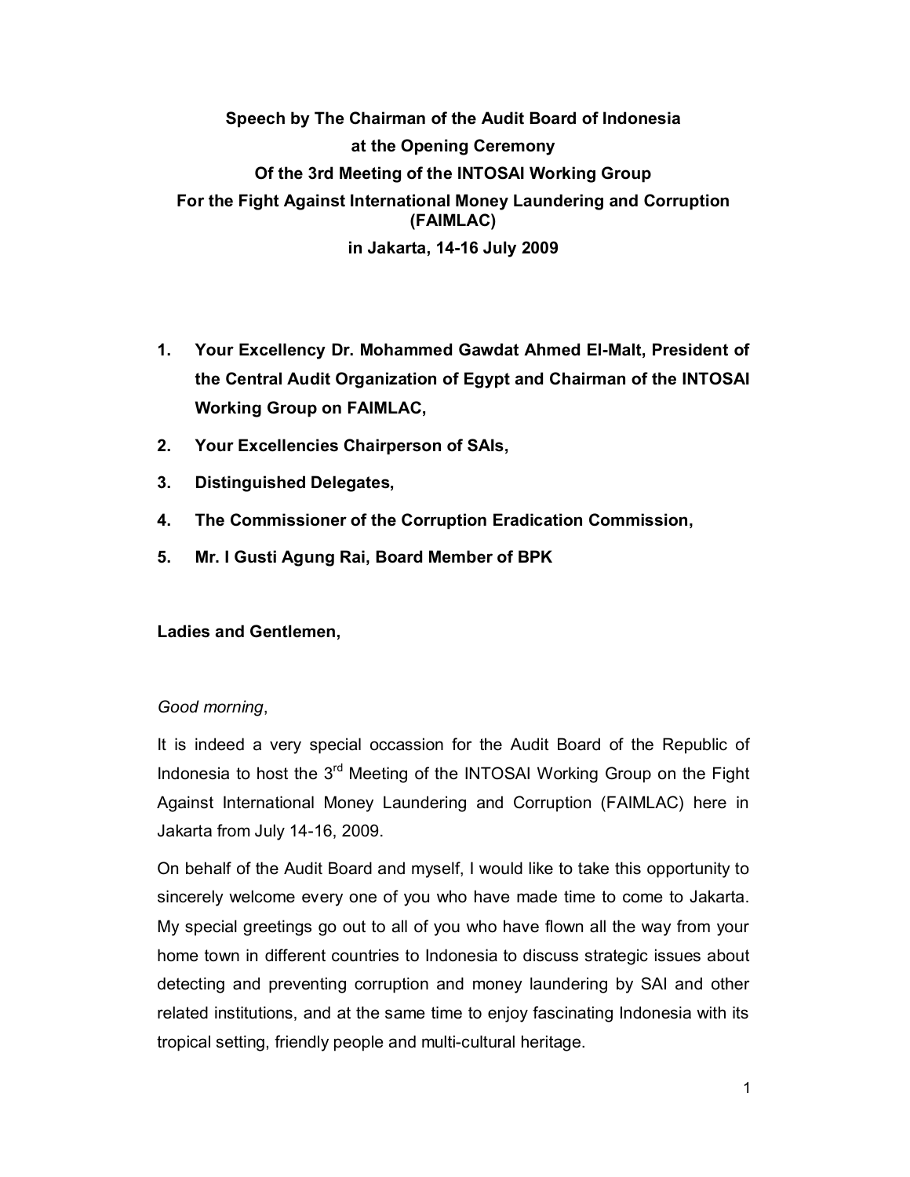# Speech by The Chairman of the Audit Board of Indonesia at the Opening Ceremony Of the 3rd Meeting of the INTOSAI Working Group For the Fight Against International Money Laundering and Corruption (FAIMLAC) in Jakarta, 14-16 July 2009

1. **Your Excellency Dr. Mohammed Gawdat Ahmed El-Malt, President of the Central Audit Organization of Egypt and Chairman of the INTOSAI Working Group on FAIMLAC,**
2. **Your Excellencies Chairperson of SAIs,**
3. **Distinguished Delegates,**
4. **The Commissioner of the Corruption Eradication Commission,**
5. **Mr. I Gusti Agung Rai, Board Member of BPK**

**Ladies and Gentlemen,**

*Good morning*,

It is indeed a very special occassion for the Audit Board of the Republic of Indonesia to host the 3rd Meeting of the INTOSAI Working Group on the Fight Against International Money Laundering and Corruption (FAIMLAC) here in Jakarta from July 14-16, 2009.

On behalf of the Audit Board and myself, I would like to take this opportunity to sincerely welcome every one of you who have made time to come to Jakarta. My special greetings go out to all of you who have flown all the way from your home town in different countries to Indonesia to discuss strategic issues about detecting and preventing corruption and money laundering by SAI and other related institutions, and at the same time to enjoy fascinating Indonesia with its tropical setting, friendly people and multi-cultural heritage.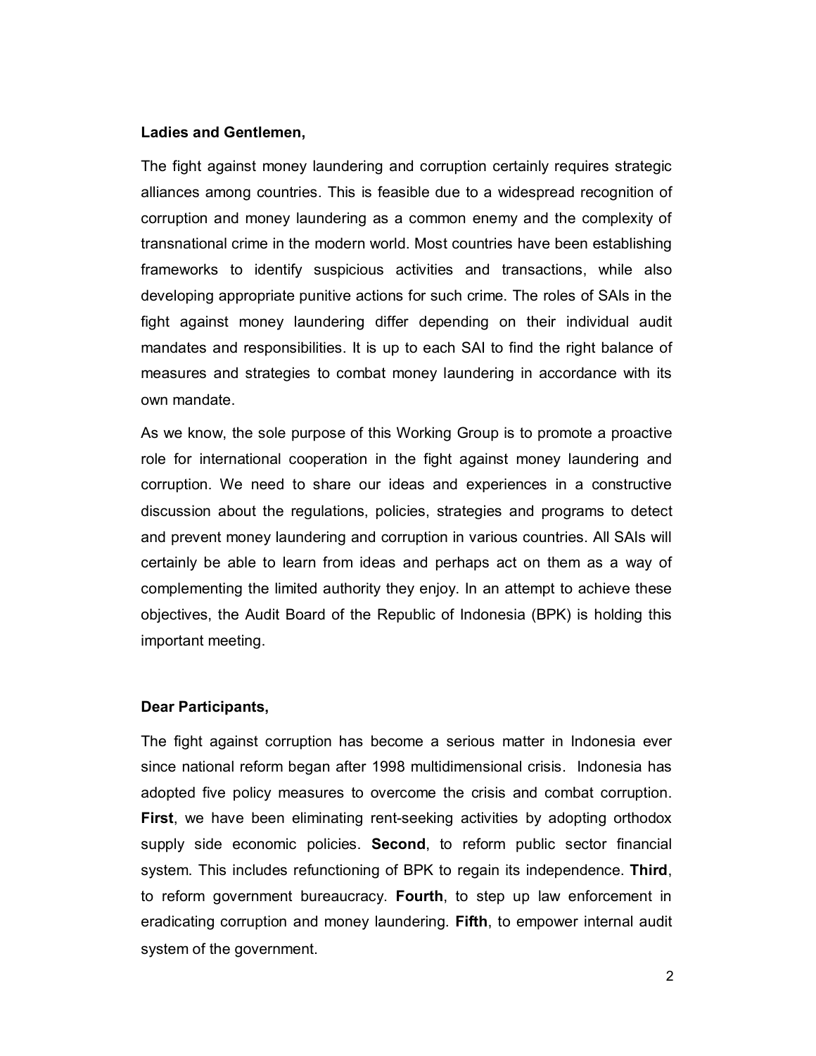**Ladies and Gentlemen,**

The fight against money laundering and corruption certainly requires strategic alliances among countries. This is feasible due to a widespread recognition of corruption and money laundering as a common enemy and the complexity of transnational crime in the modern world. Most countries have been establishing frameworks to identify suspicious activities and transactions, while also developing appropriate punitive actions for such crime. The roles of SAIs in the fight against money laundering differ depending on their individual audit mandates and responsibilities. It is up to each SAI to find the right balance of measures and strategies to combat money laundering in accordance with its own mandate.

As we know, the sole purpose of this Working Group is to promote a proactive role for international cooperation in the fight against money laundering and corruption. We need to share our ideas and experiences in a constructive discussion about the regulations, policies, strategies and programs to detect and prevent money laundering and corruption in various countries. All SAIs will certainly be able to learn from ideas and perhaps act on them as a way of complementing the limited authority they enjoy. In an attempt to achieve these objectives, the Audit Board of the Republic of Indonesia (BPK) is holding this important meeting.

**Dear Participants,**

The fight against corruption has become a serious matter in Indonesia ever since national reform began after 1998 multidimensional crisis. Indonesia has adopted five policy measures to overcome the crisis and combat corruption. **First**, we have been eliminating rent-seeking activities by adopting orthodox supply side economic policies. **Second**, to reform public sector financial system. This includes refunctioning of BPK to regain its independence. **Third**, to reform government bureaucracy. **Fourth**, to step up law enforcement in eradicating corruption and money laundering. **Fifth**, to empower internal audit system of the government.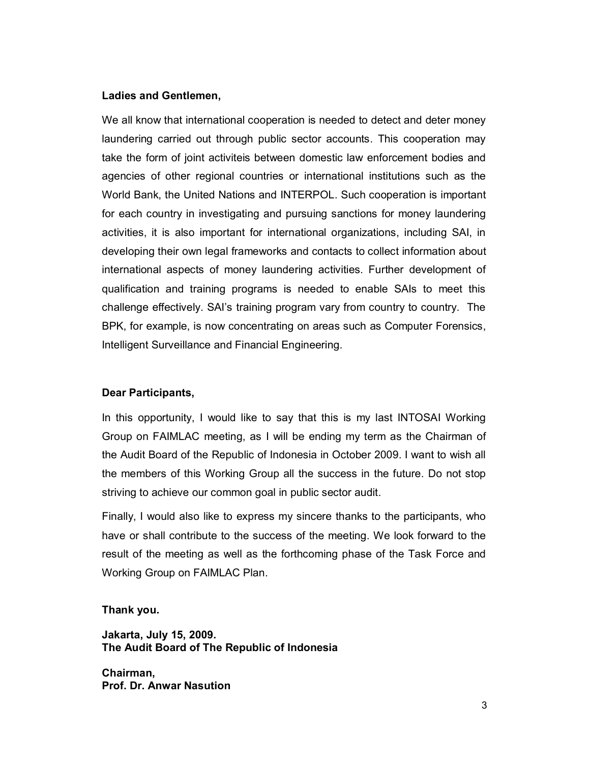**Ladies and Gentlemen,**

We all know that international cooperation is needed to detect and deter money laundering carried out through public sector accounts. This cooperation may take the form of joint activiteis between domestic law enforcement bodies and agencies of other regional countries or international institutions such as the World Bank, the United Nations and INTERPOL. Such cooperation is important for each country in investigating and pursuing sanctions for money laundering activities, it is also important for international organizations, including SAI, in developing their own legal frameworks and contacts to collect information about international aspects of money laundering activities. Further development of qualification and training programs is needed to enable SAIs to meet this challenge effectively. SAI's training program vary from country to country. The BPK, for example, is now concentrating on areas such as Computer Forensics, Intelligent Surveillance and Financial Engineering.

**Dear Participants,**

In this opportunity, I would like to say that this is my last INTOSAI Working Group on FAIMLAC meeting, as I will be ending my term as the Chairman of the Audit Board of the Republic of Indonesia in October 2009. I want to wish all the members of this Working Group all the success in the future. Do not stop striving to achieve our common goal in public sector audit.

Finally, I would also like to express my sincere thanks to the participants, who have or shall contribute to the success of the meeting. We look forward to the result of the meeting as well as the forthcoming phase of the Task Force and Working Group on FAIMLAC Plan.

**Thank you.**

**Jakarta, July 15, 2009.**
**The Audit Board of The Republic of Indonesia**

**Chairman,**
**Prof. Dr. Anwar Nasution**